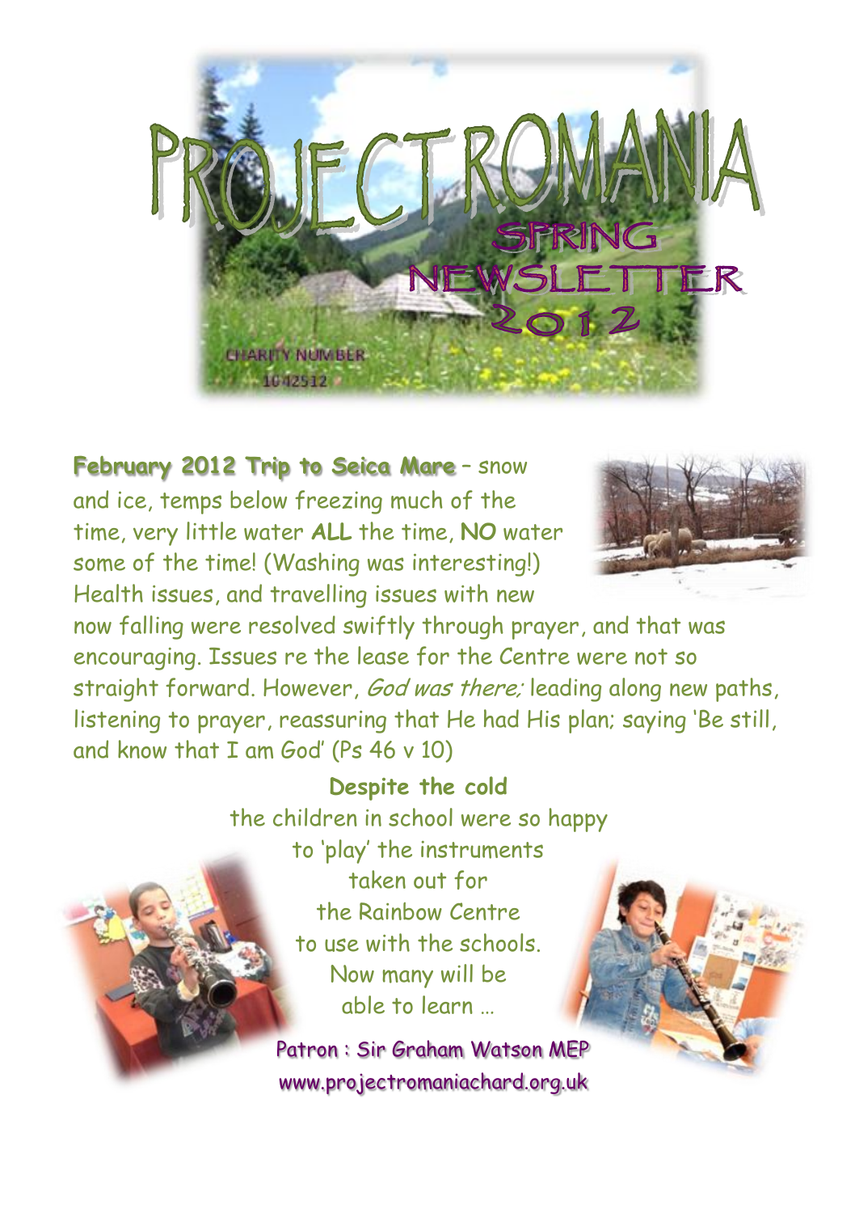# PROJECT ROMANIA

## SPRING NEWSLETTER 2012

CHARITY NUMBER 1042512

**February 2012 Trip to Seica Mare** – snow and ice, temps below freezing much of the time, very little water **ALL** the time, **NO** water some of the time! (Washing was interesting!) Health issues, and travelling issues with new now falling were resolved swiftly through prayer, and that was encouraging. Issues re the lease for the Centre were not so straight forward. However, *God was there;* leading along new paths, listening to prayer, reassuring that He had His plan; saying 'Be still, and know that I am God' (Ps 46 v 10)

**Despite the cold**
the children in school were so happy
to 'play' the instruments
taken out for
the Rainbow Centre
to use with the schools.
Now many will be
able to learn …

Patron : Sir Graham Watson MEP
www.projectromaniachard.org.uk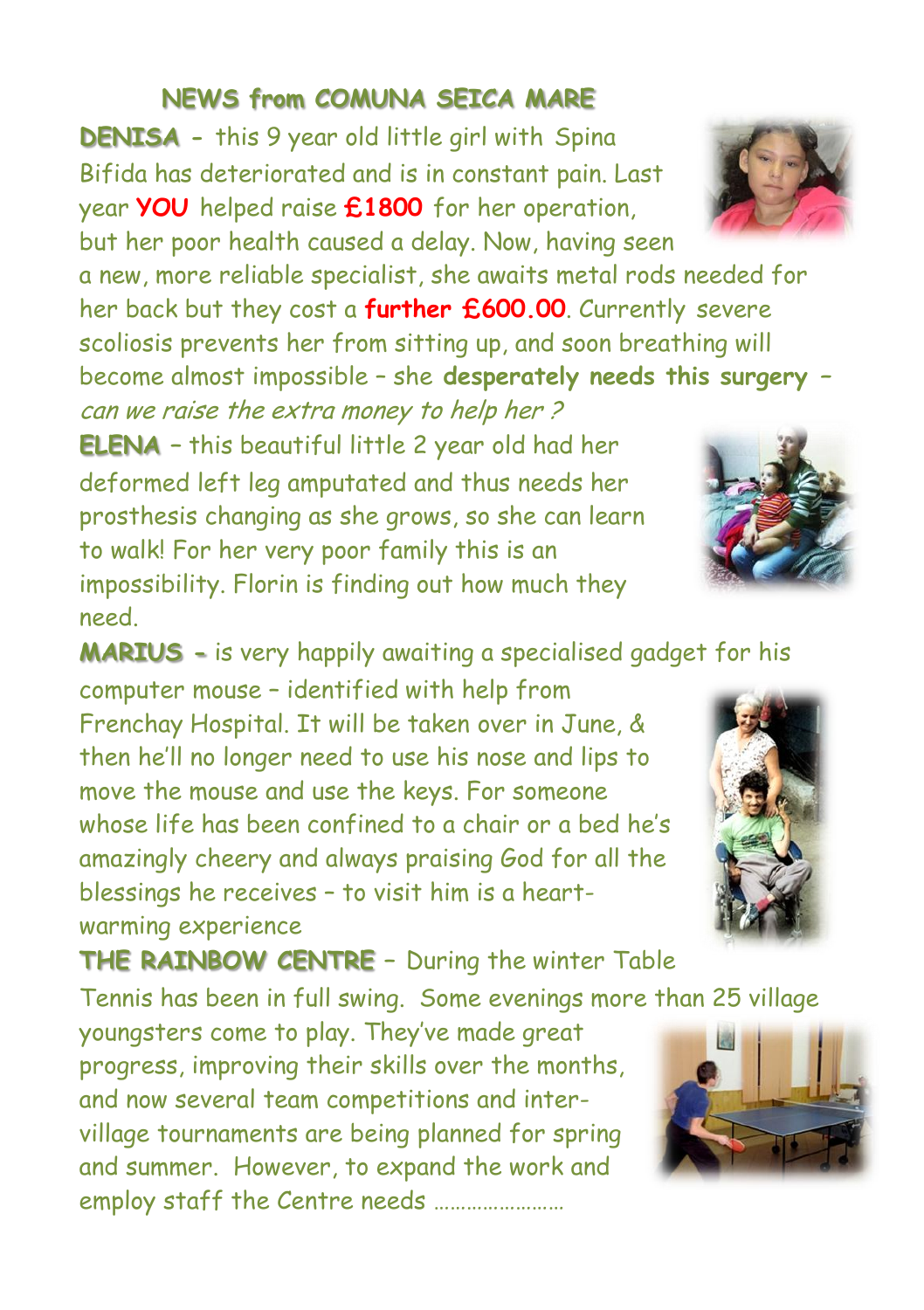## NEWS from COMUNA SEICA MARE

**DENISA** - this 9 year old little girl with Spina Bifida has deteriorated and is in constant pain. Last year **YOU** helped raise **£1800** for her operation, but her poor health caused a delay. Now, having seen a new, more reliable specialist, she awaits metal rods needed for her back but they cost a **further £600.00**. Currently severe scoliosis prevents her from sitting up, and soon breathing will become almost impossible – she **desperately needs this surgery** – *can we raise the extra money to help her ?*

**ELENA** – this beautiful little 2 year old had her deformed left leg amputated and thus needs her prosthesis changing as she grows, so she can learn to walk! For her very poor family this is an impossibility. Florin is finding out how much they need.

**MARIUS** - is very happily awaiting a specialised gadget for his computer mouse – identified with help from Frenchay Hospital. It will be taken over in June, & then he'll no longer need to use his nose and lips to move the mouse and use the keys. For someone whose life has been confined to a chair or a bed he's amazingly cheery and always praising God for all the blessings he receives – to visit him is a heart-warming experience

**THE RAINBOW CENTRE** – During the winter Table Tennis has been in full swing. Some evenings more than 25 village youngsters come to play. They've made great progress, improving their skills over the months, and now several team competitions and inter-village tournaments are being planned for spring and summer. However, to expand the work and employ staff the Centre needs ……………………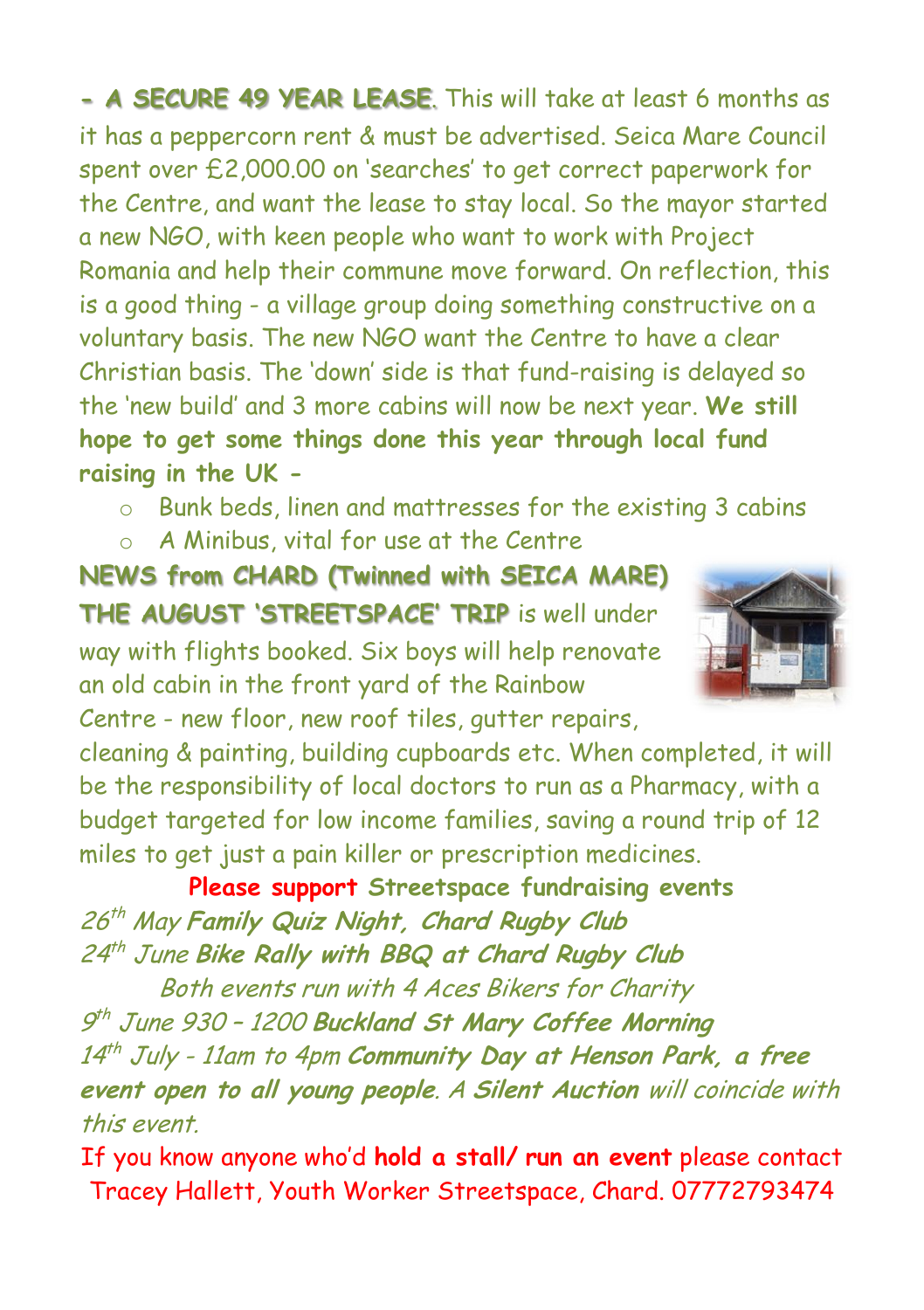**- A SECURE 49 YEAR LEASE.** This will take at least 6 months as it has a peppercorn rent & must be advertised. Seica Mare Council spent over £2,000.00 on 'searches' to get correct paperwork for the Centre, and want the lease to stay local. So the mayor started a new NGO, with keen people who want to work with Project Romania and help their commune move forward. On reflection, this is a good thing - a village group doing something constructive on a voluntary basis. The new NGO want the Centre to have a clear Christian basis. The 'down' side is that fund-raising is delayed so the 'new build' and 3 more cabins will now be next year. **We still hope to get some things done this year through local fund raising in the UK -**

- Bunk beds, linen and mattresses for the existing 3 cabins
- A Minibus, vital for use at the Centre

**NEWS from CHARD (Twinned with SEICA MARE)**

**THE AUGUST 'STREETSPACE' TRIP** is well under way with flights booked. Six boys will help renovate an old cabin in the front yard of the Rainbow Centre - new floor, new roof tiles, gutter repairs, cleaning & painting, building cupboards etc. When completed, it will be the responsibility of local doctors to run as a Pharmacy, with a budget targeted for low income families, saving a round trip of 12 miles to get just a pain killer or prescription medicines.

**Please support Streetspace fundraising events**

*26th May* ***Family Quiz Night, Chard Rugby Club***

*24th June* ***Bike Rally with BBQ at Chard Rugby Club***

*Both events run with 4 Aces Bikers for Charity*

*9th June 930 – 1200* ***Buckland St Mary Coffee Morning***

*14th July - 11am to 4pm* ***Community Day at Henson Park, a free event open to all young people****. A* ***Silent Auction*** *will coincide with this event.*

If you know anyone who'd **hold a stall/ run an event** please contact Tracey Hallett, Youth Worker Streetspace, Chard. 07772793474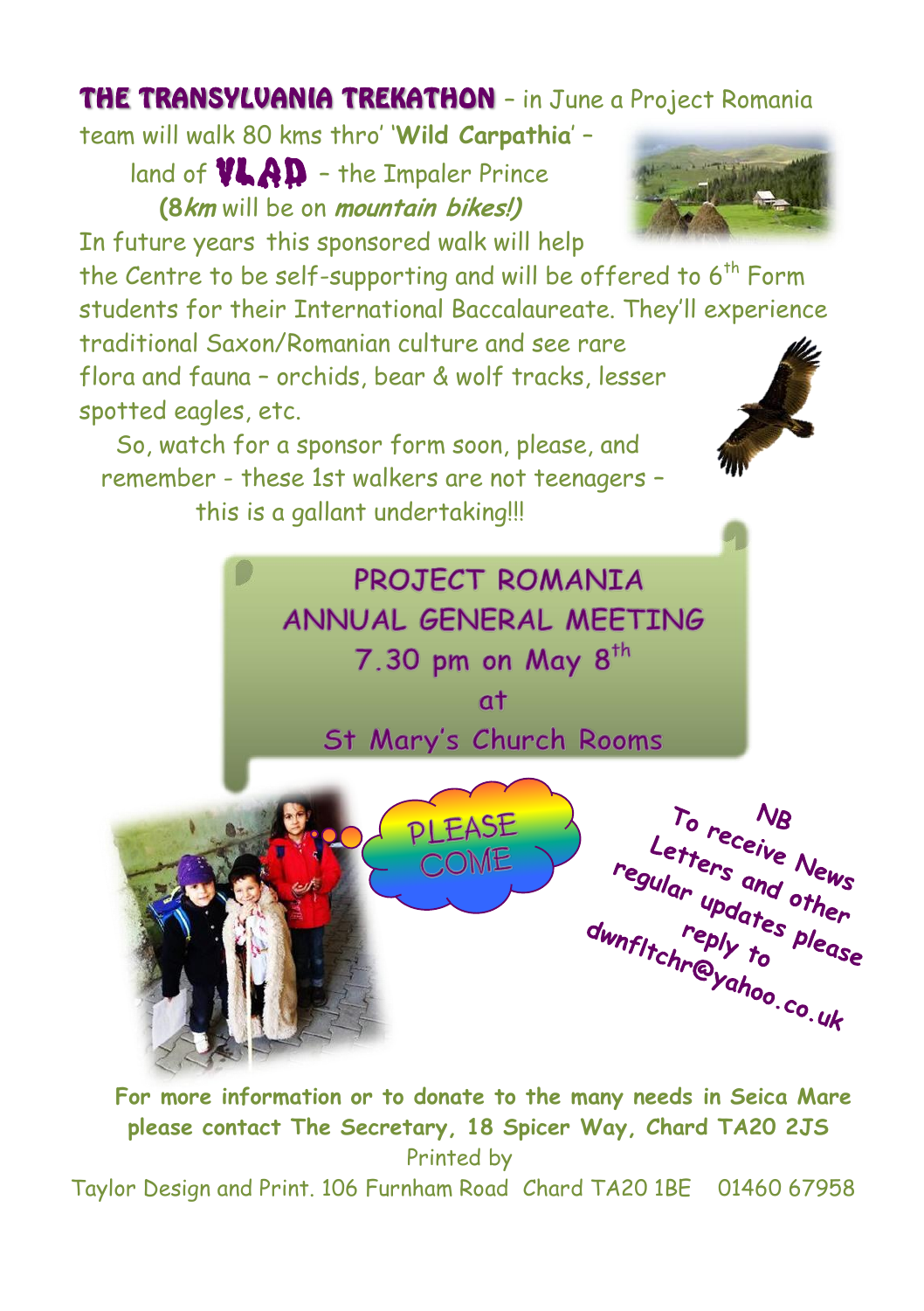**THE TRANSYLVANIA TREKATHON** – in June a Project Romania team will walk 80 kms thro' '**Wild Carpathia**' – land of **VLAD** – the Impaler Prince (**8*km*** will be on ***mountain bikes!)***

In future years this sponsored walk will help the Centre to be self-supporting and will be offered to 6th Form students for their International Baccalaureate. They'll experience traditional Saxon/Romanian culture and see rare flora and fauna – orchids, bear & wolf tracks, lesser spotted eagles, etc.

So, watch for a sponsor form soon, please, and remember - these 1st walkers are not teenagers – this is a gallant undertaking!!!

## PROJECT ROMANIA ANNUAL GENERAL MEETING

7.30 pm on May 8th

at

St Mary's Church Rooms

PLEASE COME

**NB To receive News Letters and other regular updates please reply to dwnfltchr@yahoo.co.uk**

**For more information or to donate to the many needs in Seica Mare please contact The Secretary, 18 Spicer Way, Chard TA20 2JS**

Printed by

Taylor Design and Print. 106 Furnham Road Chard TA20 1BE 01460 67958